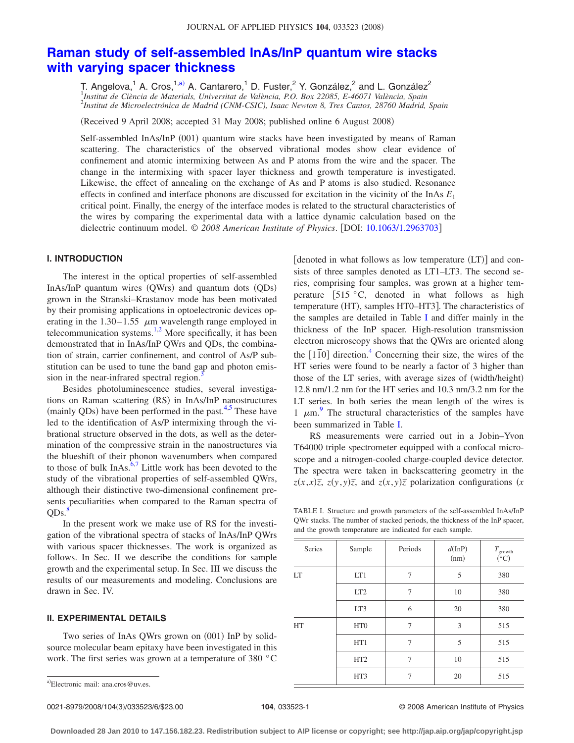# Raman study of self-assembled InAs/InP quantum wire stacks with varying spacer thickness

T. Angelova,[1] A. Cros,[1,a)] A. Cantarero,[1] D. Fuster,[2] Y. González,[2] and L. González[2]

[1]*Institut de Ciència de Materials, Universitat de València, P.O. Box 22085, E-46071 València, Spain*
[2]*Institut de Microelectrónica de Madrid (CNM-CSIC), Isaac Newton 8, Tres Cantos, 28760 Madrid, Spain*

(Received 9 April 2008; accepted 31 May 2008; published online 6 August 2008)

Self-assembled InAs/InP (001) quantum wire stacks have been investigated by means of Raman scattering. The characteristics of the observed vibrational modes show clear evidence of confinement and atomic intermixing between As and P atoms from the wire and the spacer. The change in the intermixing with spacer layer thickness and growth temperature is investigated. Likewise, the effect of annealing on the exchange of As and P atoms is also studied. Resonance effects in confined and interface phonons are discussed for excitation in the vicinity of the InAs $E_1$ critical point. Finally, the energy of the interface modes is related to the structural characteristics of the wires by comparing the experimental data with a lattice dynamic calculation based on the dielectric continuum model. *© 2008 American Institute of Physics*. [DOI: 10.1063/1.2963703]

## I. INTRODUCTION

The interest in the optical properties of self-assembled InAs/InP quantum wires (QWrs) and quantum dots (QDs) grown in the Stranski–Krastanov mode has been motivated by their promising applications in optoelectronic devices operating in the 1.30–1.55 $\mu$m wavelength range employed in telecommunication systems.[1,2] More specifically, it has been demonstrated that in InAs/InP QWrs and QDs, the combination of strain, carrier confinement, and control of As/P substitution can be used to tune the band gap and photon emission in the near-infrared spectral region.[3]

Besides photoluminescence studies, several investigations on Raman scattering (RS) in InAs/InP nanostructures (mainly QDs) have been performed in the past.[4,5] These have led to the identification of As/P intermixing through the vibrational structure observed in the dots, as well as the determination of the compressive strain in the nanostructures via the blueshift of their phonon wavenumbers when compared to those of bulk InAs.[6,7] Little work has been devoted to the study of the vibrational properties of self-assembled QWrs, although their distinctive two-dimensional confinement presents peculiarities when compared to the Raman spectra of QDs.[8]

In the present work we make use of RS for the investigation of the vibrational spectra of stacks of InAs/InP QWrs with various spacer thicknesses. The work is organized as follows. In Sec. II we describe the conditions for sample growth and the experimental setup. In Sec. III we discuss the results of our measurements and modeling. Conclusions are drawn in Sec. IV.

## II. EXPERIMENTAL DETAILS

Two series of InAs QWrs grown on (001) InP by solid-source molecular beam epitaxy have been investigated in this work. The first series was grown at a temperature of 380 °C [denoted in what follows as low temperature (LT)] and consists of three samples denoted as LT1–LT3. The second series, comprising four samples, was grown at a higher temperature [515 °C, denoted in what follows as high temperature (HT), samples HT0–HT3]. The characteristics of the samples are detailed in Table I and differ mainly in the thickness of the InP spacer. High-resolution transmission electron microscopy shows that the QWrs are oriented along the $[1\bar{1}0]$ direction.[4] Concerning their size, the wires of the HT series were found to be nearly a factor of 3 higher than those of the LT series, with average sizes of (width/height) 12.8 nm/1.2 nm for the HT series and 10.3 nm/3.2 nm for the LT series. In both series the mean length of the wires is 1 $\mu$m.[9] The structural characteristics of the samples have been summarized in Table I.

RS measurements were carried out in a Jobin–Yvon T64000 triple spectrometer equipped with a confocal microscope and a nitrogen-cooled charge-coupled device detector. The spectra were taken in backscattering geometry in the $z(x,x)\bar{z}$, $z(y,y)\bar{z}$, and $z(x,y)\bar{z}$ polarization configurations ($x$

TABLE I. Structure and growth parameters of the self-assembled InAs/InP QWr stacks. The number of stacked periods, the thickness of the InP spacer, and the growth temperature are indicated for each sample.

| Series | Sample | Periods | d(InP) (nm) | $T_{\text{growth}}$ (°C) |
|---|---|---|---|---|
| LT | LT1 | 7 | 5 | 380 |
| | LT2 | 7 | 10 | 380 |
| | LT3 | 6 | 20 | 380 |
| HT | HT0 | 7 | 3 | 515 |
| | HT1 | 7 | 5 | 515 |
| | HT2 | 7 | 10 | 515 |
| | HT3 | 7 | 20 | 515 |

a)Electronic mail: ana.cros@uv.es.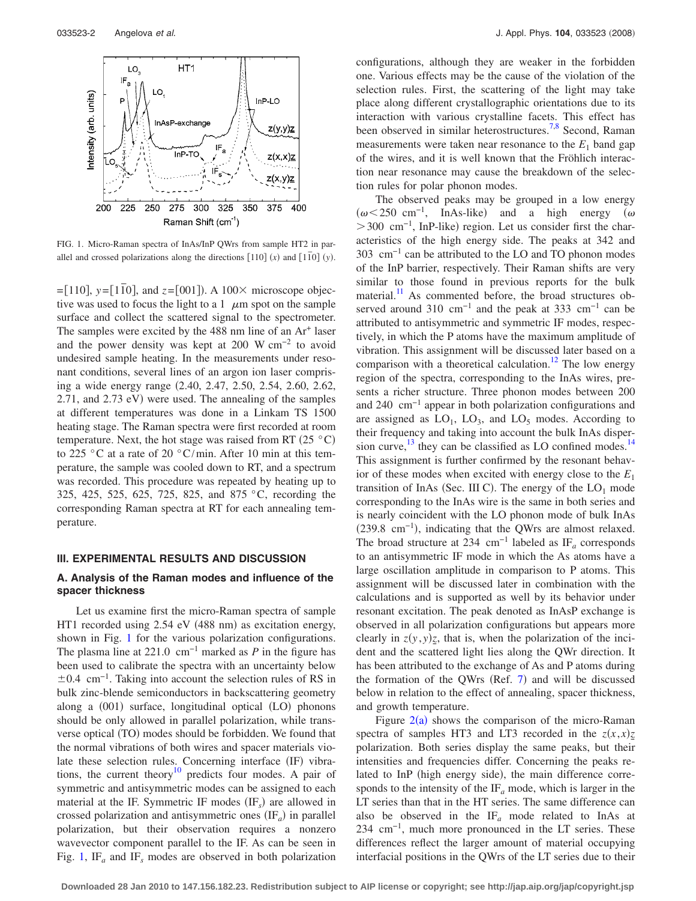HT1

LO$_3$

IF$_a$

LO$_1$

P

InAsP-exchange

InP-LO

z(y,y)z̲

InP-TO

IF$_a$

z(x,x)z̲

LO$_5$

IF$_s$

z(x,y)z̲

Intensity (arb. units)

200 225 250 275 300 325 350 375 400

Raman Shift (cm$^{-1}$)

FIG. 1. Micro-Raman spectra of InAs/InP QWrs from sample HT2 in parallel and crossed polarizations along the directions [110] ($x$) and [1$\bar{1}$0] ($y$).

=[110], $y$=[1$\bar{1}$0], and $z$=[001]). A 100× microscope objective was used to focus the light to a 1 $\mu$m spot on the sample surface and collect the scattered signal to the spectrometer. The samples were excited by the 488 nm line of an Ar$^+$ laser and the power density was kept at 200 W cm$^{-2}$ to avoid undesired sample heating. In the measurements under resonant conditions, several lines of an argon ion laser comprising a wide energy range (2.40, 2.47, 2.50, 2.54, 2.60, 2.62, 2.71, and 2.73 eV) were used. The annealing of the samples at different temperatures was done in a Linkam TS 1500 heating stage. The Raman spectra were first recorded at room temperature. Next, the hot stage was raised from RT (25 °C) to 225 °C at a rate of 20 °C/min. After 10 min at this temperature, the sample was cooled down to RT, and a spectrum was recorded. This procedure was repeated by heating up to 325, 425, 525, 625, 725, 825, and 875 °C, recording the corresponding Raman spectra at RT for each annealing temperature.

## III. EXPERIMENTAL RESULTS AND DISCUSSION

### A. Analysis of the Raman modes and influence of the spacer thickness

Let us examine first the micro-Raman spectra of sample HT1 recorded using 2.54 eV (488 nm) as excitation energy, shown in Fig. 1 for the various polarization configurations. The plasma line at 221.0 cm$^{-1}$ marked as $P$ in the figure has been used to calibrate the spectra with an uncertainty below ±0.4 cm$^{-1}$. Taking into account the selection rules of RS in bulk zinc-blende semiconductors in backscattering geometry along a (001) surface, longitudinal optical (LO) phonons should be only allowed in parallel polarization, while transverse optical (TO) modes should be forbidden. We found that the normal vibrations of both wires and spacer materials violate these selection rules. Concerning interface (IF) vibrations, the current theory[10] predicts four modes. A pair of symmetric and antisymmetric modes can be assigned to each material at the IF. Symmetric IF modes (IF$_s$) are allowed in crossed polarization and antisymmetric ones (IF$_a$) in parallel polarization, but their observation requires a nonzero wavevector component parallel to the IF. As can be seen in Fig. 1, IF$_a$ and IF$_s$ modes are observed in both polarization configurations, although they are weaker in the forbidden one. Various effects may be the cause of the violation of the selection rules. First, the scattering of the light may take place along different crystallographic orientations due to its interaction with various crystalline facets. This effect has been observed in similar heterostructures.[7,8] Second, Raman measurements were taken near resonance to the $E_1$ band gap of the wires, and it is well known that the Fröhlich interaction near resonance may cause the breakdown of the selection rules for polar phonon modes.

The observed peaks may be grouped in a low energy ($\omega < 250$ cm$^{-1}$, InAs-like) and a high energy ($\omega > 300$ cm$^{-1}$, InP-like) region. Let us consider first the characteristics of the high energy side. The peaks at 342 and 303 cm$^{-1}$ can be attributed to the LO and TO phonon modes of the InP barrier, respectively. Their Raman shifts are very similar to those found in previous reports for the bulk material.[11] As commented before, the broad structures observed around 310 cm$^{-1}$ and the peak at 333 cm$^{-1}$ can be attributed to antisymmetric and symmetric IF modes, respectively, in which the P atoms have the maximum amplitude of vibration. This assignment will be discussed later based on a comparison with a theoretical calculation.[12] The low energy region of the spectra, corresponding to the InAs wires, presents a richer structure. Three phonon modes between 200 and 240 cm$^{-1}$ appear in both polarization configurations and are assigned as LO$_1$, LO$_3$, and LO$_5$ modes. According to their frequency and taking into account the bulk InAs dispersion curve,[13] they can be classified as LO confined modes.[14] This assignment is further confirmed by the resonant behavior of these modes when excited with energy close to the $E_1$ transition of InAs (Sec. III C). The energy of the LO$_1$ mode corresponding to the InAs wire is the same in both series and is nearly coincident with the LO phonon mode of bulk InAs (239.8 cm$^{-1}$), indicating that the QWrs are almost relaxed. The broad structure at 234 cm$^{-1}$ labeled as IF$_a$ corresponds to an antisymmetric IF mode in which the As atoms have a large oscillation amplitude in comparison to P atoms. This assignment will be discussed later in combination with the calculations and is supported as well by its behavior under resonant excitation. The peak denoted as InAsP exchange is observed in all polarization configurations but appears more clearly in $z(y,y)\underline{z}$, that is, when the polarization of the incident and the scattered light lies along the QWr direction. It has been attributed to the exchange of As and P atoms during the formation of the QWrs (Ref. 7) and will be discussed below in relation to the effect of annealing, spacer thickness, and growth temperature.

Figure 2(a) shows the comparison of the micro-Raman spectra of samples HT3 and LT3 recorded in the $z(x,x)\underline{z}$ polarization. Both series display the same peaks, but their intensities and frequencies differ. Concerning the peaks related to InP (high energy side), the main difference corresponds to the intensity of the IF$_a$ mode, which is larger in the LT series than that in the HT series. The same difference can also be observed in the IF$_a$ mode related to InAs at 234 cm$^{-1}$, much more pronounced in the LT series. These differences reflect the larger amount of material occupying interfacial positions in the QWrs of the LT series due to their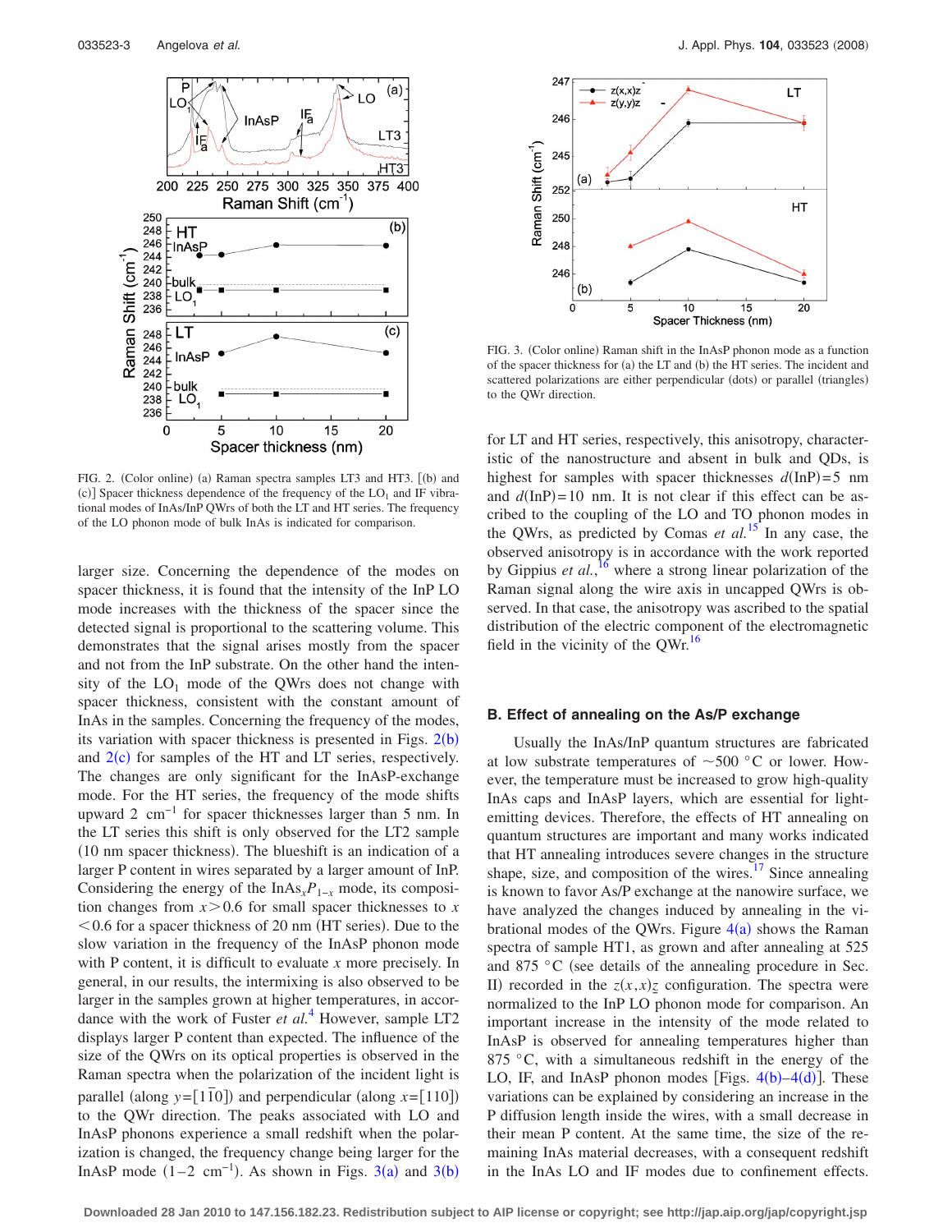FIG. 2. (Color online) (a) Raman spectra samples LT3 and HT3. [(b) and (c)] Spacer thickness dependence of the frequency of the $LO_1$ and IF vibrational modes of InAs/InP QWrs of both the LT and HT series. The frequency of the LO phonon mode of bulk InAs is indicated for comparison.

larger size. Concerning the dependence of the modes on spacer thickness, it is found that the intensity of the InP LO mode increases with the thickness of the spacer since the detected signal is proportional to the scattering volume. This demonstrates that the signal arises mostly from the spacer and not from the InP substrate. On the other hand the intensity of the $LO_1$ mode of the QWrs does not change with spacer thickness, consistent with the constant amount of InAs in the samples. Concerning the frequency of the modes, its variation with spacer thickness is presented in Figs. 2(b) and 2(c) for samples of the HT and LT series, respectively. The changes are only significant for the InAsP-exchange mode. For the HT series, the frequency of the mode shifts upward 2 $cm^{-1}$ for spacer thicknesses larger than 5 nm. In the LT series this shift is only observed for the LT2 sample (10 nm spacer thickness). The blueshift is an indication of a larger P content in wires separated by a larger amount of InP. Considering the energy of the $InAs_xP_{1-x}$ mode, its composition changes from $x>0.6$ for small spacer thicknesses to $x<0.6$ for a spacer thickness of 20 nm (HT series). Due to the slow variation in the frequency of the InAsP phonon mode with P content, it is difficult to evaluate $x$ more precisely. In general, in our results, the intermixing is also observed to be larger in the samples grown at higher temperatures, in accordance with the work of Fuster *et al.*[4] However, sample LT2 displays larger P content than expected. The influence of the size of the QWrs on its optical properties is observed in the Raman spectra when the polarization of the incident light is parallel (along $y=[1\bar{1}0]$) and perpendicular (along $x=[110]$) to the QWr direction. The peaks associated with LO and InAsP phonons experience a small redshift when the polarization is changed, the frequency change being larger for the InAsP mode (1–2 $cm^{-1}$). As shown in Figs. 3(a) and 3(b) for LT and HT series, respectively, this anisotropy, characteristic of the nanostructure and absent in bulk and QDs, is highest for samples with spacer thicknesses $d(\text{InP})=5$ nm and $d(\text{InP})=10$ nm. It is not clear if this effect can be ascribed to the coupling of the LO and TO phonon modes in the QWrs, as predicted by Comas *et al.*[15] In any case, the observed anisotropy is in accordance with the work reported by Gippius *et al.*,[16] where a strong linear polarization of the Raman signal along the wire axis in uncapped QWrs is observed. In that case, the anisotropy was ascribed to the spatial distribution of the electric component of the electromagnetic field in the vicinity of the QWr.[16]

FIG. 3. (Color online) Raman shift in the InAsP phonon mode as a function of the spacer thickness for (a) the LT and (b) the HT series. The incident and scattered polarizations are either perpendicular (dots) or parallel (triangles) to the QWr direction.

## B. Effect of annealing on the As/P exchange

Usually the InAs/InP quantum structures are fabricated at low substrate temperatures of ~500 °C or lower. However, the temperature must be increased to grow high-quality InAs caps and InAsP layers, which are essential for light-emitting devices. Therefore, the effects of HT annealing on quantum structures are important and many works indicated that HT annealing introduces severe changes in the structure shape, size, and composition of the wires.[17] Since annealing is known to favor As/P exchange at the nanowire surface, we have analyzed the changes induced by annealing in the vibrational modes of the QWrs. Figure 4(a) shows the Raman spectra of sample HT1, as grown and after annealing at 525 and 875 °C (see details of the annealing procedure in Sec. II) recorded in the $z(x,x)\bar{z}$ configuration. The spectra were normalized to the InP LO phonon mode for comparison. An important increase in the intensity of the mode related to InAsP is observed for annealing temperatures higher than 875 °C, with a simultaneous redshift in the energy of the LO, IF, and InAsP phonon modes [Figs. 4(b)–4(d)]. These variations can be explained by considering an increase in the P diffusion length inside the wires, with a small decrease in their mean P content. At the same time, the size of the remaining InAs material decreases, with a consequent redshift in the InAs LO and IF modes due to confinement effects.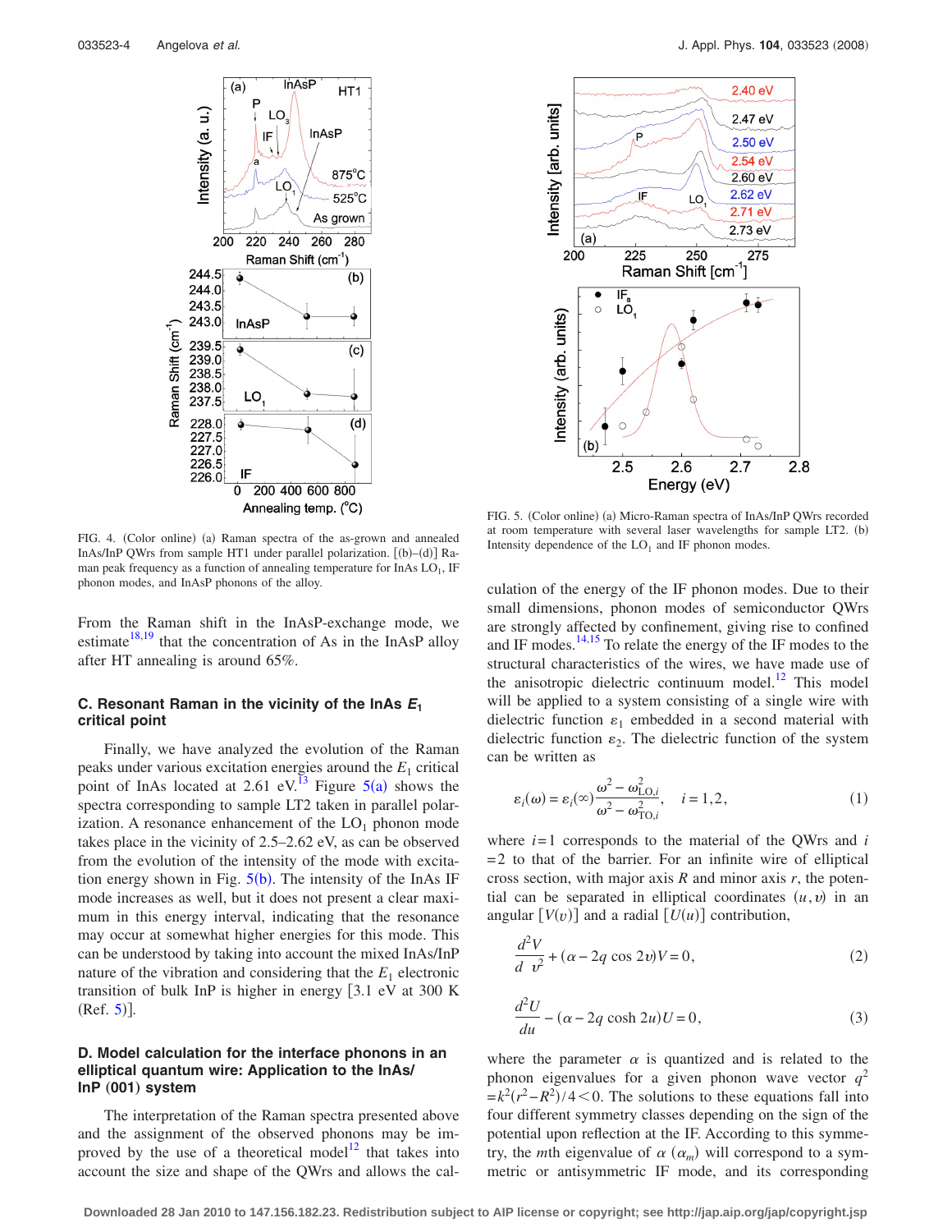(a) InAsP HT1

P

LO$_3$

IF

InAsP

a

875°C

LO$_1$

525°C

As grown

Intensity (a. u.)

200 220 240 260 280

Raman Shift (cm$^{-1}$)

(b) InAsP

244.5 244.0 243.5 243.0

(c) LO$_1$

239.5 239.0 238.5 238.0 237.5

(d) IF

228.0 227.5 227.0 226.5 226.0

Raman Shift (cm$^{-1}$)

0 200 400 600 800

Annealing temp. (°C)

FIG. 4. (Color online) (a) Raman spectra of the as-grown and annealed InAs/InP QWrs from sample HT1 under parallel polarization. [(b)–(d)] Raman peak frequency as a function of annealing temperature for InAs $LO_1$, IF phonon modes, and InAsP phonons of the alloy.

2.40 eV

2.47 eV

2.50 eV

P

2.54 eV

2.60 eV

IF

LO$_1$

2.62 eV

2.71 eV

2.73 eV

(a)

Intensity [arb. units]

200 225 250 275

Raman Shift [cm$^{-1}$]

IF$_a$

LO$_1$

Intensity (arb. units)

(b)

2.5 2.6 2.7 2.8

Energy (eV)

FIG. 5. (Color online) (a) Micro-Raman spectra of InAs/InP QWrs recorded at room temperature with several laser wavelengths for sample LT2. (b) Intensity dependence of the $LO_1$ and IF phonon modes.

From the Raman shift in the InAsP-exchange mode, we estimate[18,19] that the concentration of As in the InAsP alloy after HT annealing is around 65%.

### C. Resonant Raman in the vicinity of the InAs $E_1$ critical point

Finally, we have analyzed the evolution of the Raman peaks under various excitation energies around the $E_1$ critical point of InAs located at 2.61 eV.[13] Figure 5(a) shows the spectra corresponding to sample LT2 taken in parallel polarization. A resonance enhancement of the $LO_1$ phonon mode takes place in the vicinity of 2.5–2.62 eV, as can be observed from the evolution of the intensity of the mode with excitation energy shown in Fig. 5(b). The intensity of the InAs IF mode increases as well, but it does not present a clear maximum in this energy interval, indicating that the resonance may occur at somewhat higher energies for this mode. This can be understood by taking into account the mixed InAs/InP nature of the vibration and considering that the $E_1$ electronic transition of bulk InP is higher in energy [3.1 eV at 300 K (Ref. 5)].

### D. Model calculation for the interface phonons in an elliptical quantum wire: Application to the InAs/InP (001) system

The interpretation of the Raman spectra presented above and the assignment of the observed phonons may be improved by the use of a theoretical model[12] that takes into account the size and shape of the QWrs and allows the calculation of the energy of the IF phonon modes. Due to their small dimensions, phonon modes of semiconductor QWrs are strongly affected by confinement, giving rise to confined and IF modes.[14,15] To relate the energy of the IF modes to the structural characteristics of the wires, we have made use of the anisotropic dielectric continuum model.[12] This model will be applied to a system consisting of a single wire with dielectric function $\varepsilon_1$ embedded in a second material with dielectric function $\varepsilon_2$. The dielectric function of the system can be written as

$$\varepsilon_i(\omega) = \varepsilon_i(\infty)\frac{\omega^2 - \omega_{\mathrm{LO},i}^2}{\omega^2 - \omega_{\mathrm{TO},i}^2}, \quad i = 1,2, \tag{1}$$

where $i=1$ corresponds to the material of the QWrs and $i=2$ to that of the barrier. For an infinite wire of elliptical cross section, with major axis $R$ and minor axis $r$, the potential can be separated in elliptical coordinates $(u,v)$ in an angular $[V(v)]$ and a radial $[U(u)]$ contribution,

$$\frac{d^2V}{d\ v^2} + (\alpha - 2q\cos 2v)V = 0, \tag{2}$$

$$\frac{d^2U}{du} - (\alpha - 2q\cosh 2u)U = 0, \tag{3}$$

where the parameter $\alpha$ is quantized and is related to the phonon eigenvalues for a given phonon wave vector $q^2 = k^2(r^2 - R^2)/4 < 0$. The solutions to these equations fall into four different symmetry classes depending on the sign of the potential upon reflection at the IF. According to this symmetry, the $m$th eigenvalue of $\alpha$ $(\alpha_m)$ will correspond to a symmetric or antisymmetric IF mode, and its corresponding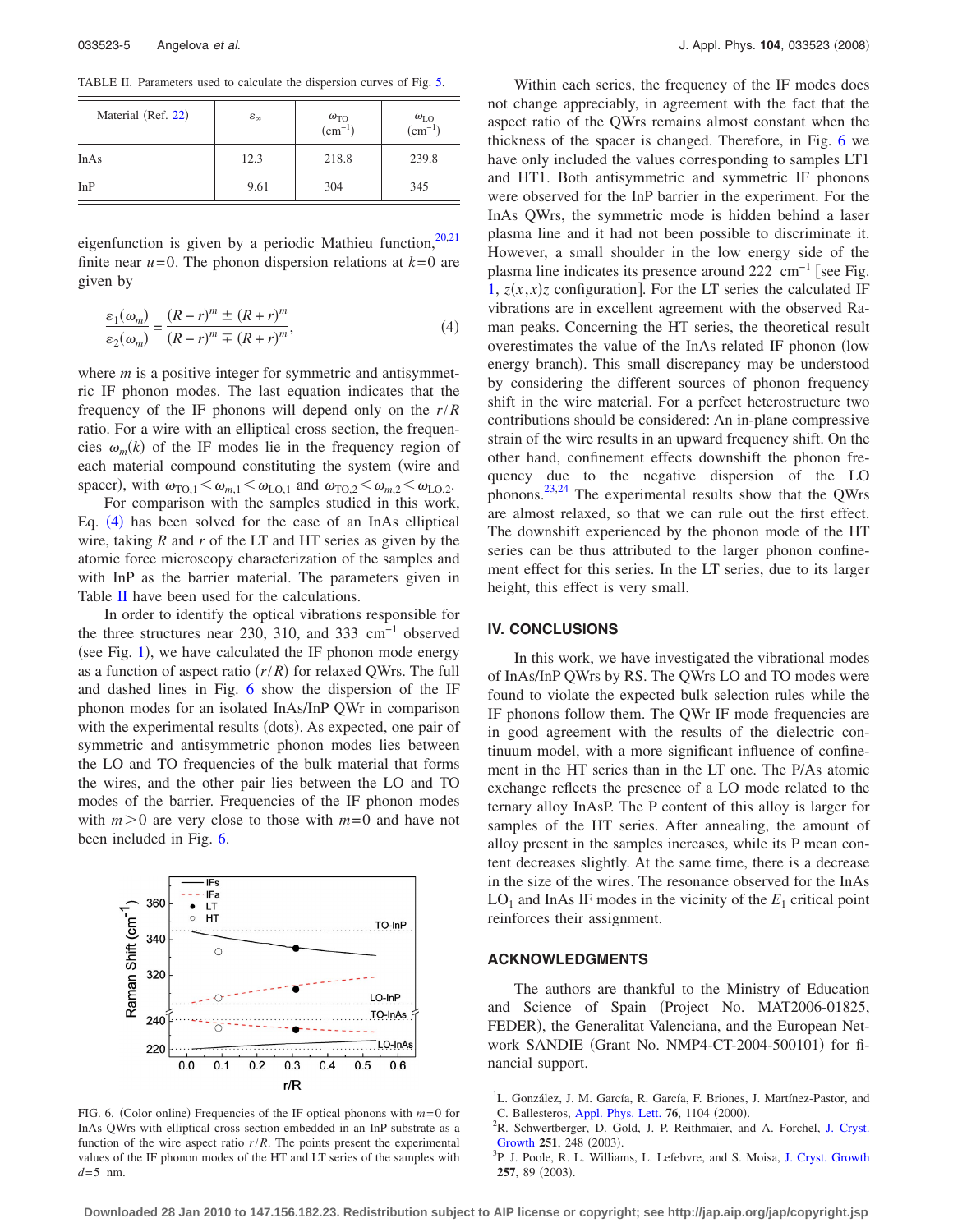TABLE II. Parameters used to calculate the dispersion curves of Fig. 5.

| Material (Ref. 22) | $\varepsilon_\infty$ | $\omega_{TO}$ ($cm^{-1}$) | $\omega_{LO}$ ($cm^{-1}$) |
|---|---|---|---|
| InAs | 12.3 | 218.8 | 239.8 |
| InP | 9.61 | 304 | 345 |

eigenfunction is given by a periodic Mathieu function,[20,21] finite near $u=0$. The phonon dispersion relations at $k=0$ are given by

$$\frac{\varepsilon_1(\omega_m)}{\varepsilon_2(\omega_m)} = \frac{(R-r)^m \pm (R+r)^m}{(R-r)^m \mp (R+r)^m}, \tag{4}$$

where $m$ is a positive integer for symmetric and antisymmetric IF phonon modes. The last equation indicates that the frequency of the IF phonons will depend only on the $r/R$ ratio. For a wire with an elliptical cross section, the frequencies $\omega_m(k)$ of the IF modes lie in the frequency region of each material compound constituting the system (wire and spacer), with $\omega_{TO,1} < \omega_{m,1} < \omega_{LO,1}$ and $\omega_{TO,2} < \omega_{m,2} < \omega_{LO,2}$.

For comparison with the samples studied in this work, Eq. (4) has been solved for the case of an InAs elliptical wire, taking $R$ and $r$ of the LT and HT series as given by the atomic force microscopy characterization of the samples and with InP as the barrier material. The parameters given in Table II have been used for the calculations.

In order to identify the optical vibrations responsible for the three structures near 230, 310, and 333 $cm^{-1}$ observed (see Fig. 1), we have calculated the IF phonon mode energy as a function of aspect ratio ($r/R$) for relaxed QWrs. The full and dashed lines in Fig. 6 show the dispersion of the IF phonon modes for an isolated InAs/InP QWr in comparison with the experimental results (dots). As expected, one pair of symmetric and antisymmetric phonon modes lies between the LO and TO frequencies of the bulk material that forms the wires, and the other pair lies between the LO and TO modes of the barrier. Frequencies of the IF phonon modes with $m>0$ are very close to those with $m=0$ and have not been included in Fig. 6.

IFs
IFa
LT
HT
Raman Shift ($cm^{-1}$)
360
340
320
240
220
TO-InP
LO-InP
TO-InAs
LO-InAs
0.0 0.1 0.2 0.3 0.4 0.5 0.6
r/R

FIG. 6. (Color online) Frequencies of the IF optical phonons with $m=0$ for InAs QWrs with elliptical cross section embedded in an InP substrate as a function of the wire aspect ratio $r/R$. The points present the experimental values of the IF phonon modes of the HT and LT series of the samples with $d=5$ nm.

Within each series, the frequency of the IF modes does not change appreciably, in agreement with the fact that the aspect ratio of the QWrs remains almost constant when the thickness of the spacer is changed. Therefore, in Fig. 6 we have only included the values corresponding to samples LT1 and HT1. Both antisymmetric and symmetric IF phonons were observed for the InP barrier in the experiment. For the InAs QWrs, the symmetric mode is hidden behind a laser plasma line and it had not been possible to discriminate it. However, a small shoulder in the low energy side of the plasma line indicates its presence around 222 $cm^{-1}$ [see Fig. 1, $z(x,x)z$ configuration]. For the LT series the calculated IF vibrations are in excellent agreement with the observed Raman peaks. Concerning the HT series, the theoretical result overestimates the value of the InAs related IF phonon (low energy branch). This small discrepancy may be understood by considering the different sources of phonon frequency shift in the wire material. For a perfect heterostructure two contributions should be considered: An in-plane compressive strain of the wire results in an upward frequency shift. On the other hand, confinement effects downshift the phonon frequency due to the negative dispersion of the LO phonons.[23,24] The experimental results show that the QWrs are almost relaxed, so that we can rule out the first effect. The downshift experienced by the phonon mode of the HT series can be thus attributed to the larger phonon confinement effect for this series. In the LT series, due to its larger height, this effect is very small.

## IV. CONCLUSIONS

In this work, we have investigated the vibrational modes of InAs/InP QWrs by RS. The QWrs LO and TO modes were found to violate the expected bulk selection rules while the IF phonons follow them. The QWr IF mode frequencies are in good agreement with the results of the dielectric continuum model, with a more significant influence of confinement in the HT series than in the LT one. The P/As atomic exchange reflects the presence of a LO mode related to the ternary alloy InAsP. The P content of this alloy is larger for samples of the HT series. After annealing, the amount of alloy present in the samples increases, while its P mean content decreases slightly. At the same time, there is a decrease in the size of the wires. The resonance observed for the InAs $LO_1$ and InAs IF modes in the vicinity of the $E_1$ critical point reinforces their assignment.

## ACKNOWLEDGMENTS

The authors are thankful to the Ministry of Education and Science of Spain (Project No. MAT2006-01825, FEDER), the Generalitat Valenciana, and the European Network SANDIE (Grant No. NMP4-CT-2004-500101) for financial support.

[1] L. González, J. M. García, R. García, F. Briones, J. Martínez-Pastor, and C. Ballesteros, Appl. Phys. Lett. **76**, 1104 (2000).

[2] R. Schwertberger, D. Gold, J. P. Reithmaier, and A. Forchel, J. Cryst. Growth **251**, 248 (2003).

[3] P. J. Poole, R. L. Williams, L. Lefebvre, and S. Moisa, J. Cryst. Growth **257**, 89 (2003).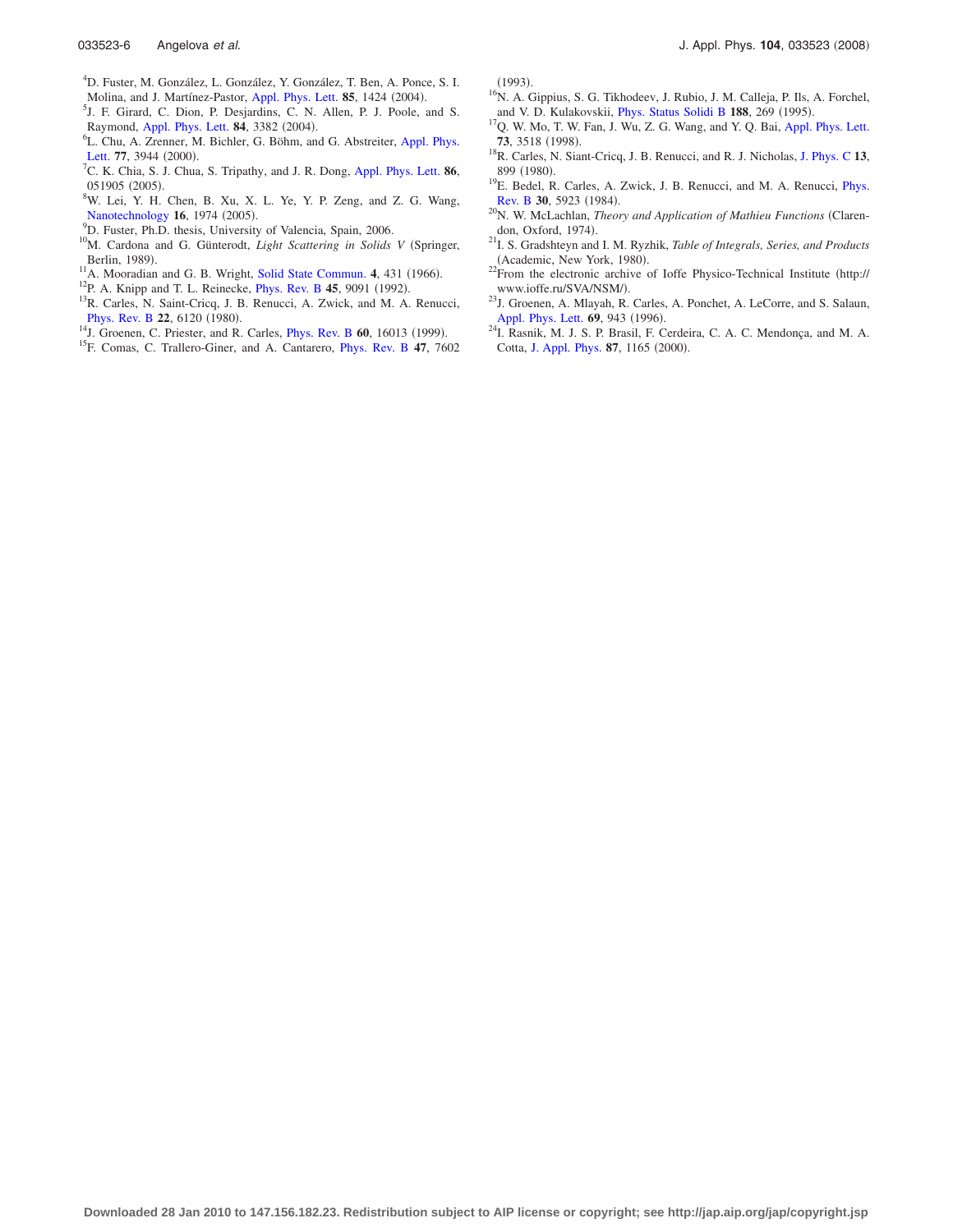[4] D. Fuster, M. González, L. González, Y. González, T. Ben, A. Ponce, S. I. Molina, and J. Martínez-Pastor, Appl. Phys. Lett. **85**, 1424 (2004).

[5] J. F. Girard, C. Dion, P. Desjardins, C. N. Allen, P. J. Poole, and S. Raymond, Appl. Phys. Lett. **84**, 3382 (2004).

[6] L. Chu, A. Zrenner, M. Bichler, G. Böhm, and G. Abstreiter, Appl. Phys. Lett. **77**, 3944 (2000).

[7] C. K. Chia, S. J. Chua, S. Tripathy, and J. R. Dong, Appl. Phys. Lett. **86**, 051905 (2005).

[8] W. Lei, Y. H. Chen, B. Xu, X. L. Ye, Y. P. Zeng, and Z. G. Wang, Nanotechnology **16**, 1974 (2005).

[9] D. Fuster, Ph.D. thesis, University of Valencia, Spain, 2006.

[10] M. Cardona and G. Günterodt, *Light Scattering in Solids V* (Springer, Berlin, 1989).

[11] A. Mooradian and G. B. Wright, Solid State Commun. **4**, 431 (1966).

[12] P. A. Knipp and T. L. Reinecke, Phys. Rev. B **45**, 9091 (1992).

[13] R. Carles, N. Saint-Cricq, J. B. Renucci, A. Zwick, and M. A. Renucci, Phys. Rev. B **22**, 6120 (1980).

[14] J. Groenen, C. Priester, and R. Carles, Phys. Rev. B **60**, 16013 (1999).

[15] F. Comas, C. Trallero-Giner, and A. Cantarero, Phys. Rev. B **47**, 7602 (1993).

[16] N. A. Gippius, S. G. Tikhodeev, J. Rubio, J. M. Calleja, P. Ils, A. Forchel, and V. D. Kulakovskii, Phys. Status Solidi B **188**, 269 (1995).

[17] Q. W. Mo, T. W. Fan, J. Wu, Z. G. Wang, and Y. Q. Bai, Appl. Phys. Lett. **73**, 3518 (1998).

[18] R. Carles, N. Siant-Cricq, J. B. Renucci, and R. J. Nicholas, J. Phys. C **13**, 899 (1980).

[19] E. Bedel, R. Carles, A. Zwick, J. B. Renucci, and M. A. Renucci, Phys. Rev. B **30**, 5923 (1984).

[20] N. W. McLachlan, *Theory and Application of Mathieu Functions* (Clarendon, Oxford, 1974).

[21] I. S. Gradshteyn and I. M. Ryzhik, *Table of Integrals, Series, and Products* (Academic, New York, 1980).

[22] From the electronic archive of Ioffe Physico-Technical Institute (http://www.ioffe.ru/SVA/NSM/).

[23] J. Groenen, A. Mlayah, R. Carles, A. Ponchet, A. LeCorre, and S. Salaun, Appl. Phys. Lett. **69**, 943 (1996).

[24] I. Rasnik, M. J. S. P. Brasil, F. Cerdeira, C. A. C. Mendonça, and M. A. Cotta, J. Appl. Phys. **87**, 1165 (2000).